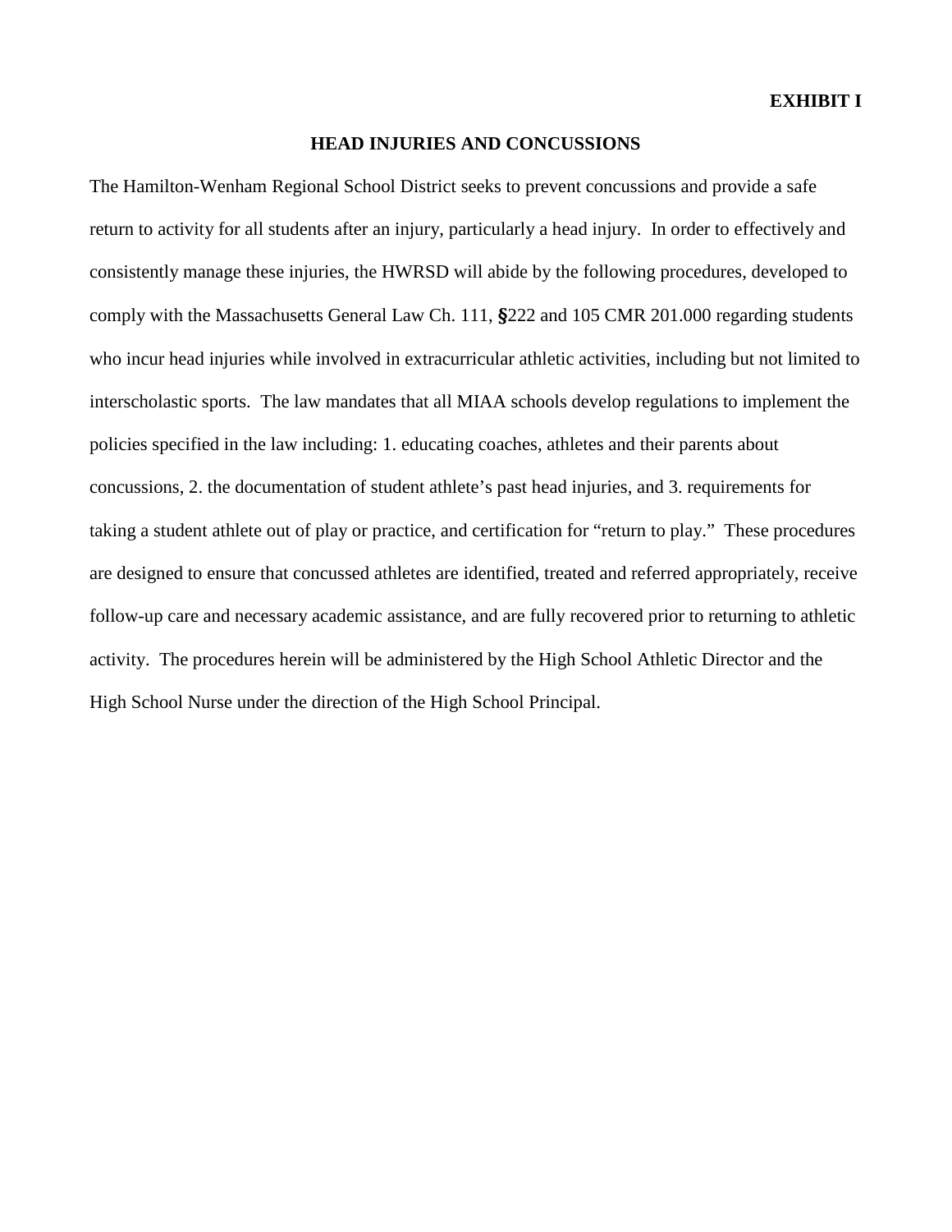**EXHIBIT I**

# HEAD INJURIES AND CONCUSSIONS

The Hamilton-Wenham Regional School District seeks to prevent concussions and provide a safe return to activity for all students after an injury, particularly a head injury. In order to effectively and consistently manage these injuries, the HWRSD will abide by the following procedures, developed to comply with the Massachusetts General Law Ch. 111, §222 and 105 CMR 201.000 regarding students who incur head injuries while involved in extracurricular athletic activities, including but not limited to interscholastic sports. The law mandates that all MIAA schools develop regulations to implement the policies specified in the law including: 1. educating coaches, athletes and their parents about concussions, 2. the documentation of student athlete's past head injuries, and 3. requirements for taking a student athlete out of play or practice, and certification for "return to play." These procedures are designed to ensure that concussed athletes are identified, treated and referred appropriately, receive follow-up care and necessary academic assistance, and are fully recovered prior to returning to athletic activity. The procedures herein will be administered by the High School Athletic Director and the High School Nurse under the direction of the High School Principal.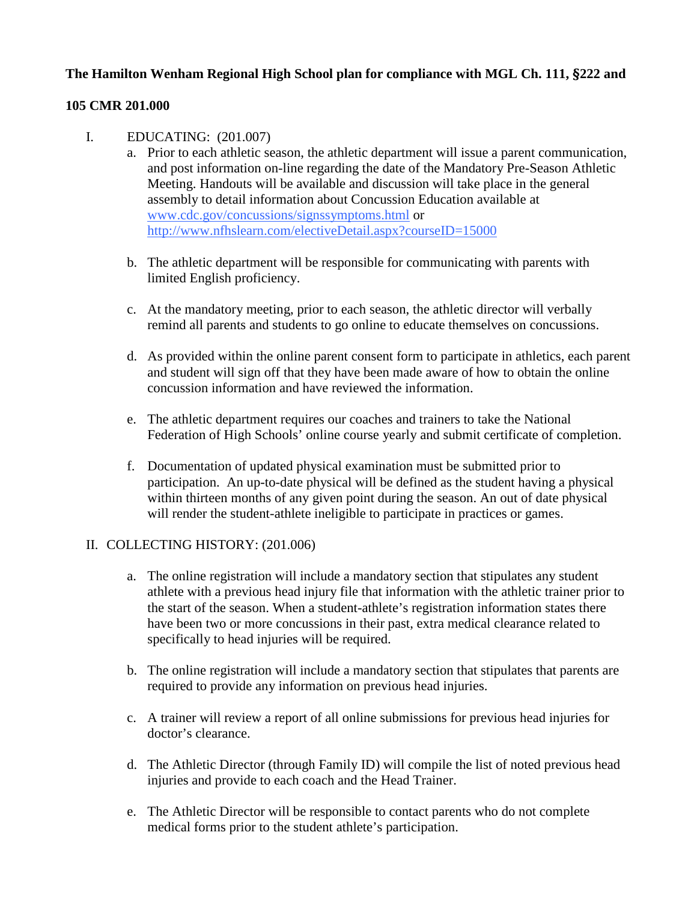**The Hamilton Wenham Regional High School plan for compliance with MGL Ch. 111, §222 and 105 CMR 201.000**

I. EDUCATING: (201.007)

   a. Prior to each athletic season, the athletic department will issue a parent communication, and post information on-line regarding the date of the Mandatory Pre-Season Athletic Meeting. Handouts will be available and discussion will take place in the general assembly to detail information about Concussion Education available at www.cdc.gov/concussions/signssymptoms.html or http://www.nfhslearn.com/electiveDetail.aspx?courseID=15000

   b. The athletic department will be responsible for communicating with parents with limited English proficiency.

   c. At the mandatory meeting, prior to each season, the athletic director will verbally remind all parents and students to go online to educate themselves on concussions.

   d. As provided within the online parent consent form to participate in athletics, each parent and student will sign off that they have been made aware of how to obtain the online concussion information and have reviewed the information.

   e. The athletic department requires our coaches and trainers to take the National Federation of High Schools' online course yearly and submit certificate of completion.

   f. Documentation of updated physical examination must be submitted prior to participation. An up-to-date physical will be defined as the student having a physical within thirteen months of any given point during the season. An out of date physical will render the student-athlete ineligible to participate in practices or games.

II. COLLECTING HISTORY: (201.006)

   a. The online registration will include a mandatory section that stipulates any student athlete with a previous head injury file that information with the athletic trainer prior to the start of the season. When a student-athlete's registration information states there have been two or more concussions in their past, extra medical clearance related to specifically to head injuries will be required.

   b. The online registration will include a mandatory section that stipulates that parents are required to provide any information on previous head injuries.

   c. A trainer will review a report of all online submissions for previous head injuries for doctor's clearance.

   d. The Athletic Director (through Family ID) will compile the list of noted previous head injuries and provide to each coach and the Head Trainer.

   e. The Athletic Director will be responsible to contact parents who do not complete medical forms prior to the student athlete's participation.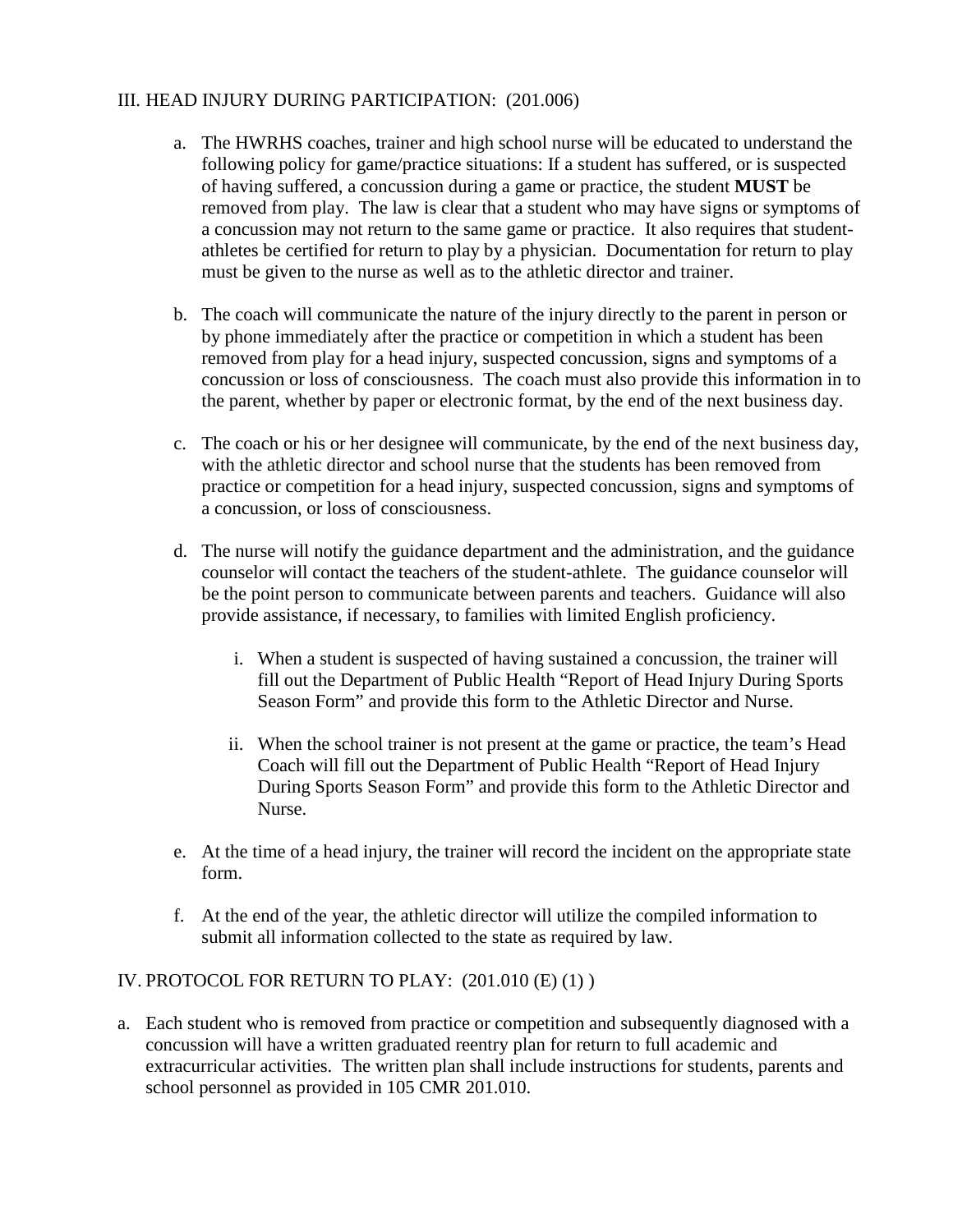## III. HEAD INJURY DURING PARTICIPATION: (201.006)

a. The HWRHS coaches, trainer and high school nurse will be educated to understand the following policy for game/practice situations: If a student has suffered, or is suspected of having suffered, a concussion during a game or practice, the student **MUST** be removed from play. The law is clear that a student who may have signs or symptoms of a concussion may not return to the same game or practice. It also requires that student-athletes be certified for return to play by a physician. Documentation for return to play must be given to the nurse as well as to the athletic director and trainer.

b. The coach will communicate the nature of the injury directly to the parent in person or by phone immediately after the practice or competition in which a student has been removed from play for a head injury, suspected concussion, signs and symptoms of a concussion or loss of consciousness. The coach must also provide this information in to the parent, whether by paper or electronic format, by the end of the next business day.

c. The coach or his or her designee will communicate, by the end of the next business day, with the athletic director and school nurse that the students has been removed from practice or competition for a head injury, suspected concussion, signs and symptoms of a concussion, or loss of consciousness.

d. The nurse will notify the guidance department and the administration, and the guidance counselor will contact the teachers of the student-athlete. The guidance counselor will be the point person to communicate between parents and teachers. Guidance will also provide assistance, if necessary, to families with limited English proficiency.

   i. When a student is suspected of having sustained a concussion, the trainer will fill out the Department of Public Health "Report of Head Injury During Sports Season Form" and provide this form to the Athletic Director and Nurse.

   ii. When the school trainer is not present at the game or practice, the team's Head Coach will fill out the Department of Public Health "Report of Head Injury During Sports Season Form" and provide this form to the Athletic Director and Nurse.

e. At the time of a head injury, the trainer will record the incident on the appropriate state form.

f. At the end of the year, the athletic director will utilize the compiled information to submit all information collected to the state as required by law.

## IV. PROTOCOL FOR RETURN TO PLAY: (201.010 (E) (1) )

a. Each student who is removed from practice or competition and subsequently diagnosed with a concussion will have a written graduated reentry plan for return to full academic and extracurricular activities. The written plan shall include instructions for students, parents and school personnel as provided in 105 CMR 201.010.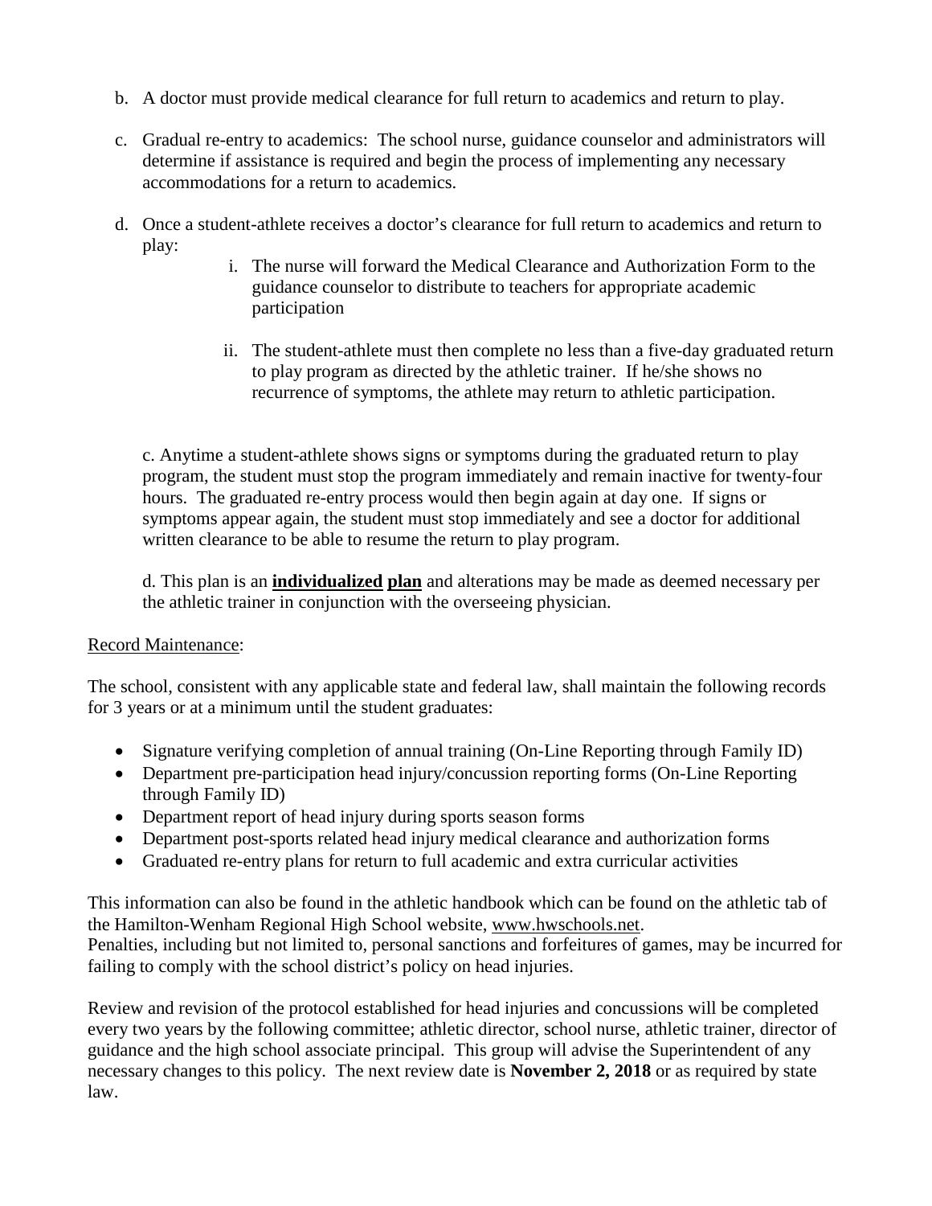b. A doctor must provide medical clearance for full return to academics and return to play.

c. Gradual re-entry to academics: The school nurse, guidance counselor and administrators will determine if assistance is required and begin the process of implementing any necessary accommodations for a return to academics.

d. Once a student-athlete receives a doctor's clearance for full return to academics and return to play:

   i. The nurse will forward the Medical Clearance and Authorization Form to the guidance counselor to distribute to teachers for appropriate academic participation

   ii. The student-athlete must then complete no less than a five-day graduated return to play program as directed by the athletic trainer. If he/she shows no recurrence of symptoms, the athlete may return to athletic participation.

c. Anytime a student-athlete shows signs or symptoms during the graduated return to play program, the student must stop the program immediately and remain inactive for twenty-four hours. The graduated re-entry process would then begin again at day one. If signs or symptoms appear again, the student must stop immediately and see a doctor for additional written clearance to be able to resume the return to play program.

d. This plan is an <u>**individualized**</u> <u>**plan**</u> and alterations may be made as deemed necessary per the athletic trainer in conjunction with the overseeing physician.

<u>Record Maintenance</u>:

The school, consistent with any applicable state and federal law, shall maintain the following records for 3 years or at a minimum until the student graduates:

- Signature verifying completion of annual training (On-Line Reporting through Family ID)
- Department pre-participation head injury/concussion reporting forms (On-Line Reporting through Family ID)
- Department report of head injury during sports season forms
- Department post-sports related head injury medical clearance and authorization forms
- Graduated re-entry plans for return to full academic and extra curricular activities

This information can also be found in the athletic handbook which can be found on the athletic tab of the Hamilton-Wenham Regional High School website, www.hwschools.net.
Penalties, including but not limited to, personal sanctions and forfeitures of games, may be incurred for failing to comply with the school district's policy on head injuries.

Review and revision of the protocol established for head injuries and concussions will be completed every two years by the following committee; athletic director, school nurse, athletic trainer, director of guidance and the high school associate principal. This group will advise the Superintendent of any necessary changes to this policy. The next review date is **November 2, 2018** or as required by state law.